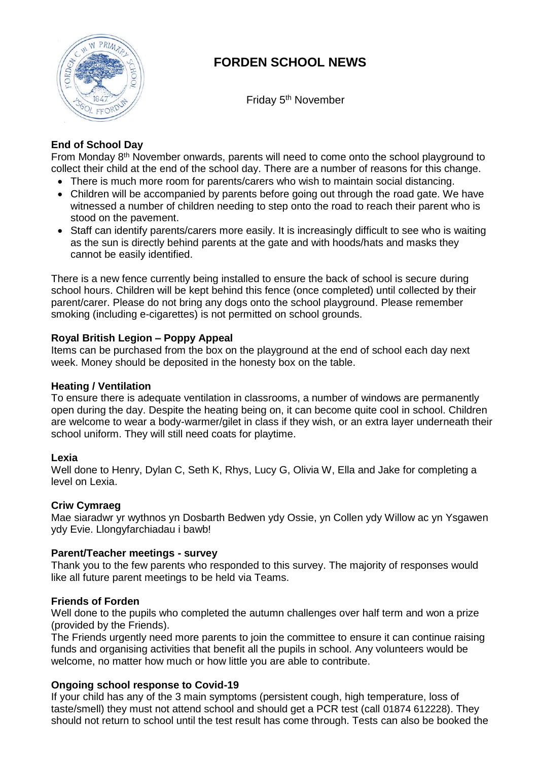# FORDEN SCHOOL NEWS

Friday 5th November

**End of School Day**

From Monday 8th November onwards, parents will need to come onto the school playground to collect their child at the end of the school day. There are a number of reasons for this change.

- There is much more room for parents/carers who wish to maintain social distancing.
- Children will be accompanied by parents before going out through the road gate. We have witnessed a number of children needing to step onto the road to reach their parent who is stood on the pavement.
- Staff can identify parents/carers more easily. It is increasingly difficult to see who is waiting as the sun is directly behind parents at the gate and with hoods/hats and masks they cannot be easily identified.

There is a new fence currently being installed to ensure the back of school is secure during school hours. Children will be kept behind this fence (once completed) until collected by their parent/carer. Please do not bring any dogs onto the school playground. Please remember smoking (including e-cigarettes) is not permitted on school grounds.

**Royal British Legion – Poppy Appeal**

Items can be purchased from the box on the playground at the end of school each day next week. Money should be deposited in the honesty box on the table.

**Heating / Ventilation**

To ensure there is adequate ventilation in classrooms, a number of windows are permanently open during the day. Despite the heating being on, it can become quite cool in school. Children are welcome to wear a body-warmer/gilet in class if they wish, or an extra layer underneath their school uniform. They will still need coats for playtime.

**Lexia**

Well done to Henry, Dylan C, Seth K, Rhys, Lucy G, Olivia W, Ella and Jake for completing a level on Lexia.

**Criw Cymraeg**

Mae siaradwr yr wythnos yn Dosbarth Bedwen ydy Ossie, yn Collen ydy Willow ac yn Ysgawen ydy Evie. Llongyfarchiadau i bawb!

**Parent/Teacher meetings - survey**

Thank you to the few parents who responded to this survey. The majority of responses would like all future parent meetings to be held via Teams.

**Friends of Forden**

Well done to the pupils who completed the autumn challenges over half term and won a prize (provided by the Friends).

The Friends urgently need more parents to join the committee to ensure it can continue raising funds and organising activities that benefit all the pupils in school. Any volunteers would be welcome, no matter how much or how little you are able to contribute.

**Ongoing school response to Covid-19**

If your child has any of the 3 main symptoms (persistent cough, high temperature, loss of taste/smell) they must not attend school and should get a PCR test (call 01874 612228). They should not return to school until the test result has come through. Tests can also be booked the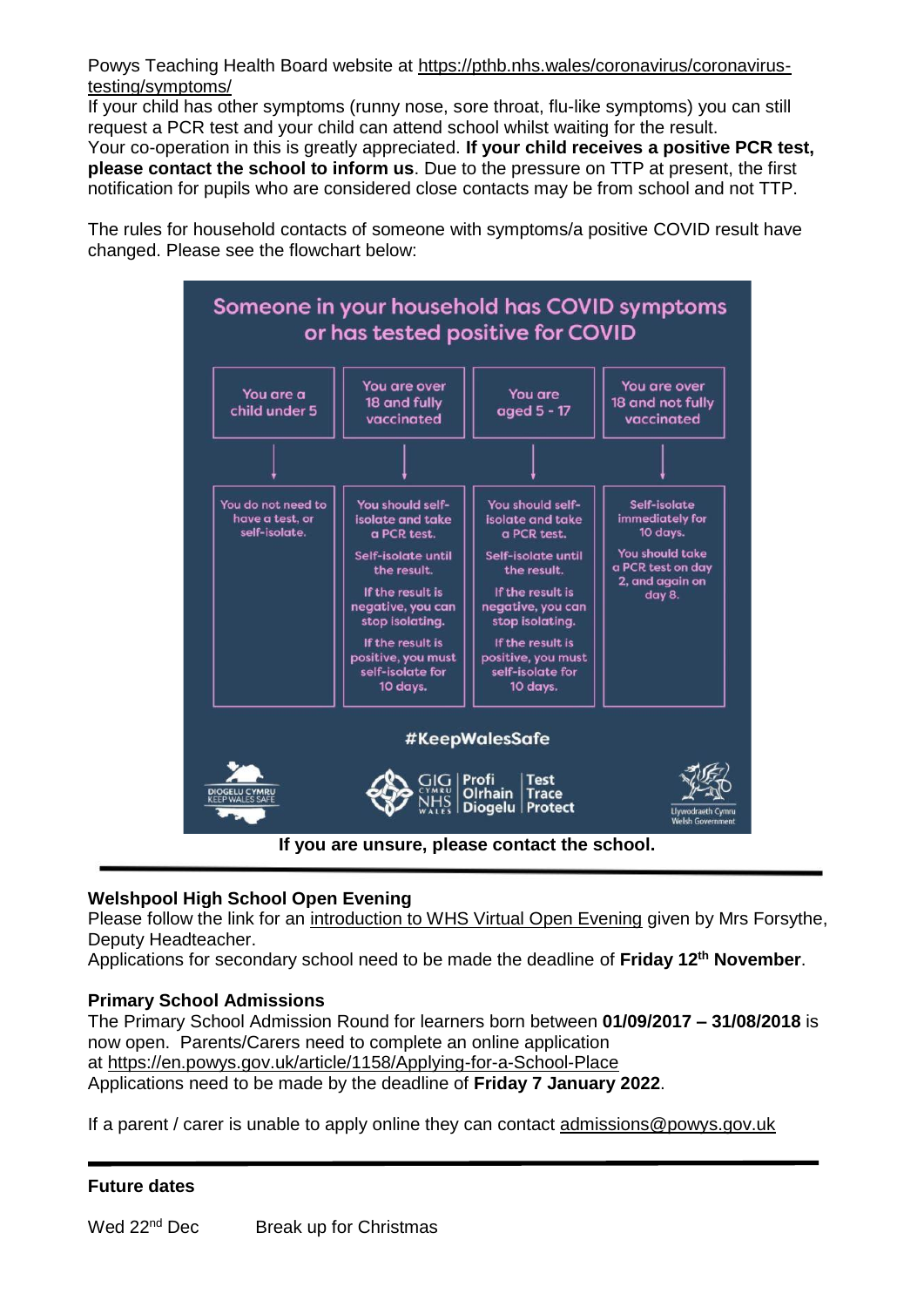Powys Teaching Health Board website at https://pthb.nhs.wales/coronavirus/coronavirus-testing/symptoms/

If your child has other symptoms (runny nose, sore throat, flu-like symptoms) you can still request a PCR test and your child can attend school whilst waiting for the result.

Your co-operation in this is greatly appreciated. **If your child receives a positive PCR test, please contact the school to inform us**. Due to the pressure on TTP at present, the first notification for pupils who are considered close contacts may be from school and not TTP.

The rules for household contacts of someone with symptoms/a positive COVID result have changed. Please see the flowchart below:

## Someone in your household has COVID symptoms or has tested positive for COVID

| You are a child under 5 | You are over 18 and fully vaccinated | You are aged 5 - 17 | You are over 18 and not fully vaccinated |
|---|---|---|---|
| You do not need to have a test, or self-isolate. | You should self-isolate and take a PCR test. Self-isolate until the result. If the result is negative, you can stop isolating. If the result is positive, you must self-isolate for 10 days. | You should self-isolate and take a PCR test. Self-isolate until the result. If the result is negative, you can stop isolating. If the result is positive, you must self-isolate for 10 days. | Self-isolate immediately for 10 days. You should take a PCR test on day 2, and again on day 8. |

#KeepWalesSafe

DIOGELU CYMRU KEEP WALES SAFE

GIG CYMRU NHS WALES | Profi Olrhain Diogelu | Test Trace Protect

Llywodraeth Cymru Welsh Government

**If you are unsure, please contact the school.**

---

### Welshpool High School Open Evening

Please follow the link for an introduction to WHS Virtual Open Evening given by Mrs Forsythe, Deputy Headteacher.

Applications for secondary school need to be made the deadline of **Friday 12th November**.

### Primary School Admissions

The Primary School Admission Round for learners born between **01/09/2017 – 31/08/2018** is now open. Parents/Carers need to complete an online application at https://en.powys.gov.uk/article/1158/Applying-for-a-School-Place

Applications need to be made by the deadline of **Friday 7 January 2022**.

If a parent / carer is unable to apply online they can contact admissions@powys.gov.uk

---

### Future dates

Wed 22nd Dec Break up for Christmas